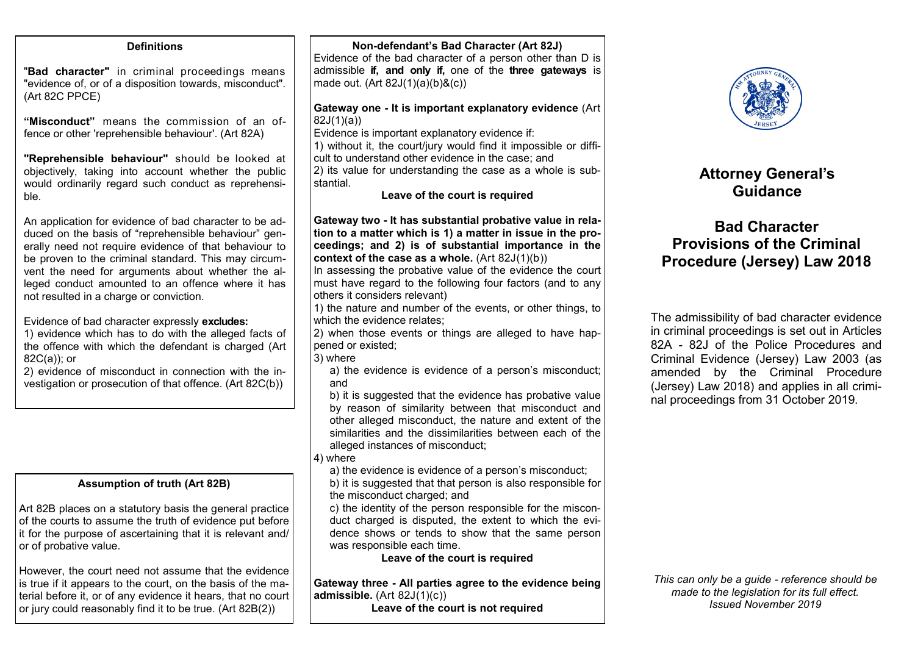## Definitions

"**Bad character"** in criminal proceedings means "evidence of, or of a disposition towards, misconduct". (Art 82C PPCE)

**"Misconduct"** means the commission of an offence or other 'reprehensible behaviour'. (Art 82A)

**"Reprehensible behaviour"** should be looked at objectively, taking into account whether the public would ordinarily regard such conduct as reprehensible.

An application for evidence of bad character to be adduced on the basis of "reprehensible behaviour" generally need not require evidence of that behaviour to be proven to the criminal standard. This may circumvent the need for arguments about whether the alleged conduct amounted to an offence where it has not resulted in a charge or conviction.

Evidence of bad character expressly **excludes:**

1) evidence which has to do with the alleged facts of the offence with which the defendant is charged (Art 82C(a)); or

2) evidence of misconduct in connection with the investigation or prosecution of that offence. (Art 82C(b))

## Assumption of truth (Art 82B)

Art 82B places on a statutory basis the general practice of the courts to assume the truth of evidence put before it for the purpose of ascertaining that it is relevant and/or of probative value.

However, the court need not assume that the evidence is true if it appears to the court, on the basis of the material before it, or of any evidence it hears, that no court or jury could reasonably find it to be true. (Art 82B(2))

## Non-defendant's Bad Character (Art 82J)

Evidence of the bad character of a person other than D is admissible **if, and only if,** one of the **three gateways** is made out. (Art 82J(1)(a)(b)&(c))

**Gateway one - It is important explanatory evidence** (Art 82J(1)(a))

Evidence is important explanatory evidence if:

1) without it, the court/jury would find it impossible or difficult to understand other evidence in the case; and

2) its value for understanding the case as a whole is substantial.

**Leave of the court is required**

**Gateway two - It has substantial probative value in relation to a matter which is 1) a matter in issue in the proceedings; and 2) is of substantial importance in the context of the case as a whole.** (Art 82J(1)(b))

In assessing the probative value of the evidence the court must have regard to the following four factors (and to any others it considers relevant)

1) the nature and number of the events, or other things, to which the evidence relates;

2) when those events or things are alleged to have happened or existed;

3) where

   a) the evidence is evidence of a person's misconduct; and

   b) it is suggested that the evidence has probative value by reason of similarity between that misconduct and other alleged misconduct, the nature and extent of the similarities and the dissimilarities between each of the alleged instances of misconduct;

4) where

   a) the evidence is evidence of a person's misconduct;

   b) it is suggested that that person is also responsible for the misconduct charged; and

   c) the identity of the person responsible for the misconduct charged is disputed, the extent to which the evidence shows or tends to show that the same person was responsible each time.

**Leave of the court is required**

**Gateway three - All parties agree to the evidence being admissible.** (Art 82J(1)(c))

**Leave of the court is not required**

# Attorney General's Guidance

# Bad Character Provisions of the Criminal Procedure (Jersey) Law 2018

The admissibility of bad character evidence in criminal proceedings is set out in Articles 82A - 82J of the Police Procedures and Criminal Evidence (Jersey) Law 2003 (as amended by the Criminal Procedure (Jersey) Law 2018) and applies in all criminal proceedings from 31 October 2019.

*This can only be a guide - reference should be made to the legislation for its full effect.*
*Issued November 2019*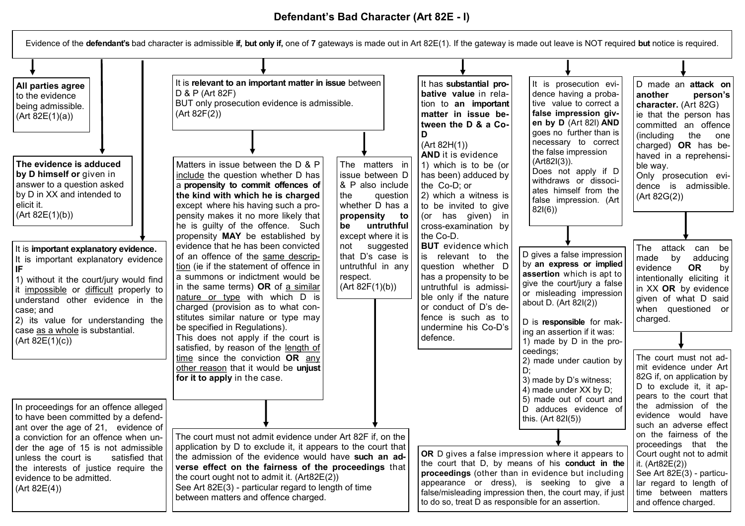# Defendant's Bad Character (Art 82E - I)

Evidence of the **defendant's** bad character is admissible **if, but only if,** one of **7** gateways is made out in Art 82E(1). If the gateway is made out leave is NOT required **but** notice is required.

**All parties agree** to the evidence being admissible. (Art 82E(1)(a))

**The evidence is adduced by D himself or** given in answer to a question asked by D in XX and intended to elicit it. (Art 82E(1)(b))

It is **important explanatory evidence.**
It is important explanatory evidence **IF**
1) without it the court/jury would find it impossible or difficult properly to understand other evidence in the case; and
2) its value for understanding the case as a whole is substantial.
(Art 82E(1)(c))

In proceedings for an offence alleged to have been committed by a defendant over the age of 21, evidence of a conviction for an offence when under the age of 15 is not admissible unless the court is satisfied that the interests of justice require the evidence to be admitted. (Art 82E(4))

It is **relevant to an important matter in issue** between D & P (Art 82F)
BUT only prosecution evidence is admissible. (Art 82F(2))

Matters in issue between the D & P include the question whether D has a **propensity to commit offences of the kind with which he is charged** except where his having such a propensity makes it no more likely that he is guilty of the offence. Such propensity **MAY** be established by evidence that he has been convicted of an offence of the same description (ie if the statement of offence in a summons or indictment would be in the same terms) **OR** of a similar nature or type with which D is charged (provision as to what constitutes similar nature or type may be specified in Regulations).
This does not apply if the court is satisfied, by reason of the length of time since the conviction **OR** any other reason that it would be **unjust for it to apply** in the case.

The matters in issue between D & P also include the question whether D has a **propensity to be untruthful** except where it is not suggested that D's case is untruthful in any respect. (Art 82F(1)(b))

The court must not admit evidence under Art 82F if, on the application by D to exclude it, it appears to the court that the admission of the evidence would have **such an adverse effect on the fairness of the proceedings** that the court ought not to admit it. (Art82E(2))
See Art 82E(3) - particular regard to length of time between matters and offence charged.

It has **substantial probative value** in relation to **an important matter in issue between the D & a Co-D** (Art 82H(1))
**AND** it is evidence
1) which is to be (or has been) adduced by the Co-D; or
2) which a witness is to be invited to give (or has given) in cross-examination by the Co-D.
**BUT** evidence which is relevant to the question whether D has a propensity to be untruthful is admissible only if the nature or conduct of D's defence is such as to undermine his Co-D's defence.

It is prosecution evidence having a probative value to correct a **false impression given by D** (Art 82I) **AND** goes no further than is necessary to correct the false impression (Art82I(3)).
Does not apply if D withdraws or dissociates himself from the false impression. (Art 82I(6))

D gives a false impression by **an express or implied assertion** which is apt to give the court/jury a false or misleading impression about D. (Art 82I(2))

D is **responsible** for making an assertion if it was:
1) made by D in the proceedings;
2) made under caution by D;
3) made by D's witness;
4) made under XX by D;
5) made out of court and D adduces evidence of this. (Art 82I(5))

**OR** D gives a false impression where it appears to the court that D, by means of his **conduct in the proceedings** (other than in evidence but including appearance or dress), is seeking to give a false/misleading impression then, the court may, if just to do so, treat D as responsible for an assertion.

D made an **attack on another person's character.** (Art 82G)
ie that the person has committed an offence (including the one charged) **OR** has behaved in a reprehensible way.
Only prosecution evidence is admissible. (Art 82G(2))

The attack can be made by adducing evidence **OR** by intentionally eliciting it in XX **OR** by evidence given of what D said when questioned or charged.

The court must not admit evidence under Art 82G if, on application by D to exclude it, it appears to the court that the admission of the evidence would have such an adverse effect on the fairness of the proceedings that the Court ought not to admit it. (Art82E(2))
See Art 82E(3) - particular regard to length of time between matters and offence charged.